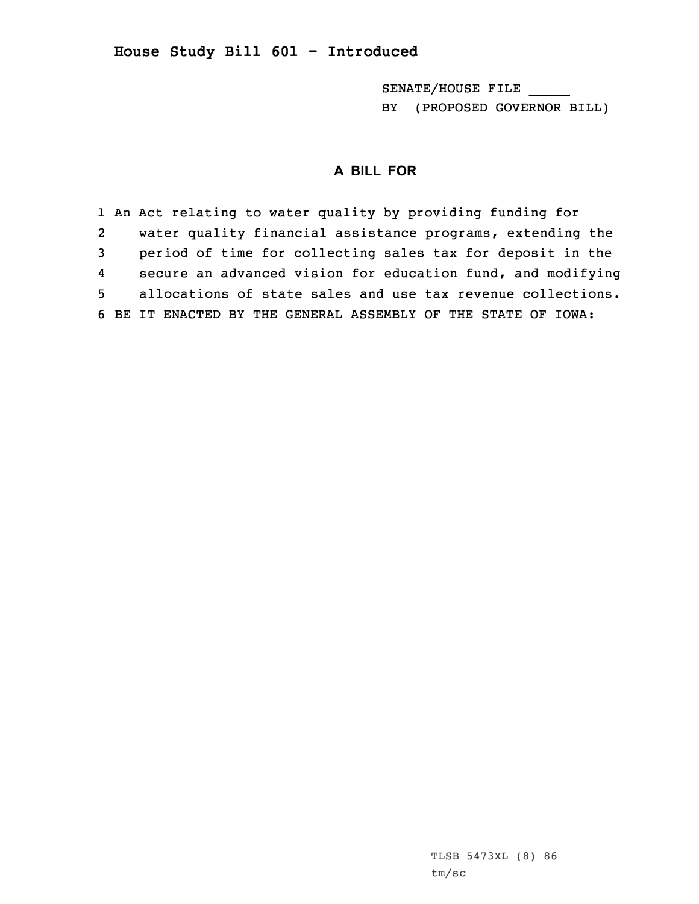**House Study Bill 601 - Introduced**

SENATE/HOUSE FILE _____
BY (PROPOSED GOVERNOR BILL)

## A BILL FOR

1 An Act relating to water quality by providing funding for
2 water quality financial assistance programs, extending the
3 period of time for collecting sales tax for deposit in the
4 secure an advanced vision for education fund, and modifying
5 allocations of state sales and use tax revenue collections.
6 BE IT ENACTED BY THE GENERAL ASSEMBLY OF THE STATE OF IOWA:

TLSB 5473XL (8) 86
tm/sc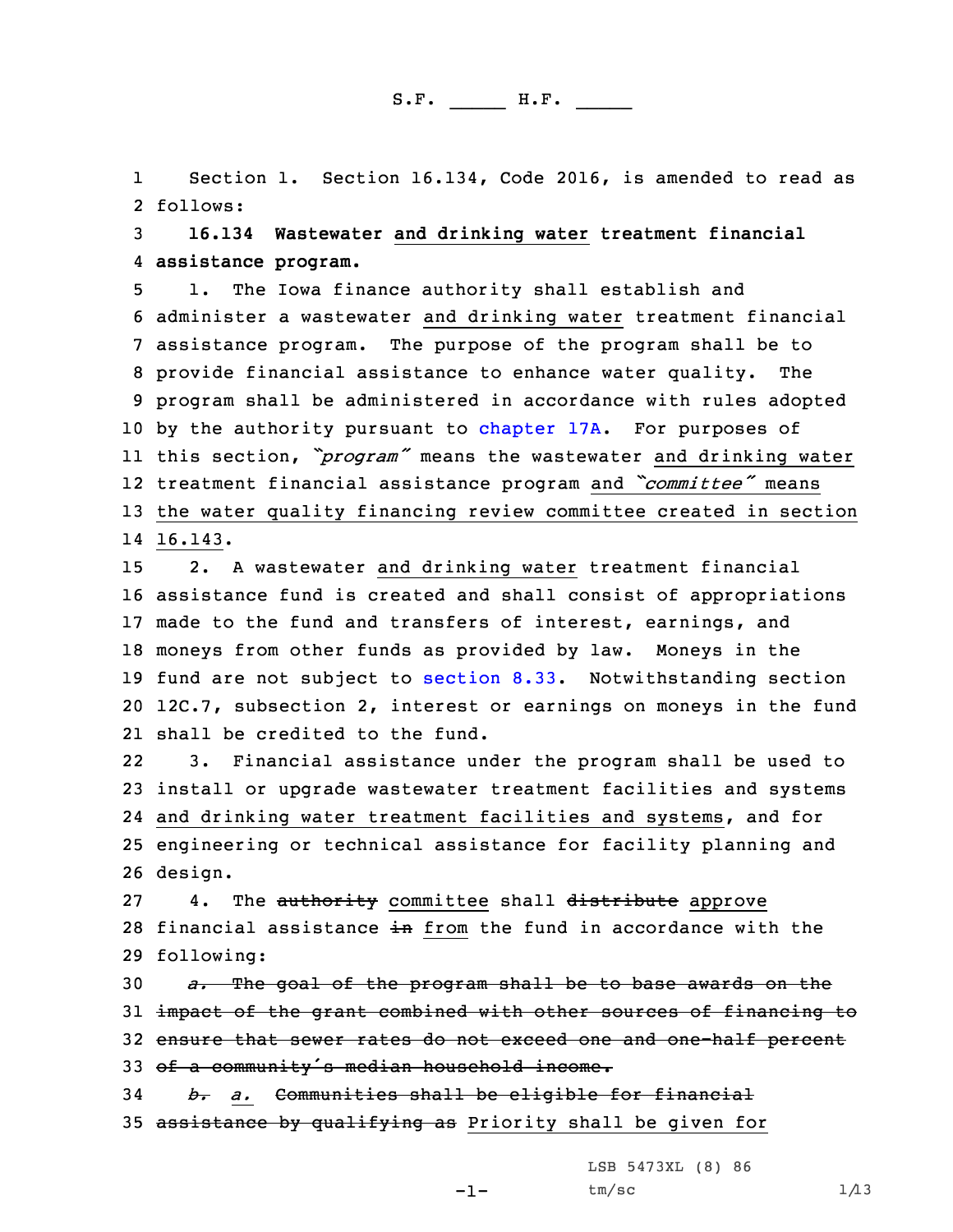S.F. _____ H.F. _____

Section 1. Section 16.134, Code 2016, is amended to read as follows:

**16.134 Wastewater and drinking water treatment financial assistance program.**

1. The Iowa finance authority shall establish and administer a wastewater and drinking water treatment financial assistance program. The purpose of the program shall be to provide financial assistance to enhance water quality. The program shall be administered in accordance with rules adopted by the authority pursuant to chapter 17A. For purposes of this section, *"program"* means the wastewater and drinking water treatment financial assistance program and *"committee"* means the water quality financing review committee created in section 16.143.

2. A wastewater and drinking water treatment financial assistance fund is created and shall consist of appropriations made to the fund and transfers of interest, earnings, and moneys from other funds as provided by law. Moneys in the fund are not subject to section 8.33. Notwithstanding section 12C.7, subsection 2, interest or earnings on moneys in the fund shall be credited to the fund.

3. Financial assistance under the program shall be used to install or upgrade wastewater treatment facilities and systems and drinking water treatment facilities and systems, and for engineering or technical assistance for facility planning and design.

4. The ~~authority~~ committee shall ~~distribute~~ approve financial assistance ~~in~~ from the fund in accordance with the following:

~~*a.* The goal of the program shall be to base awards on the impact of the grant combined with other sources of financing to ensure that sewer rates do not exceed one and one-half percent of a community's median household income.~~

~~*b.*~~ *a.* ~~Communities shall be eligible for financial assistance by qualifying as~~ Priority shall be given for

LSB 5473XL (8) 86
tm/sc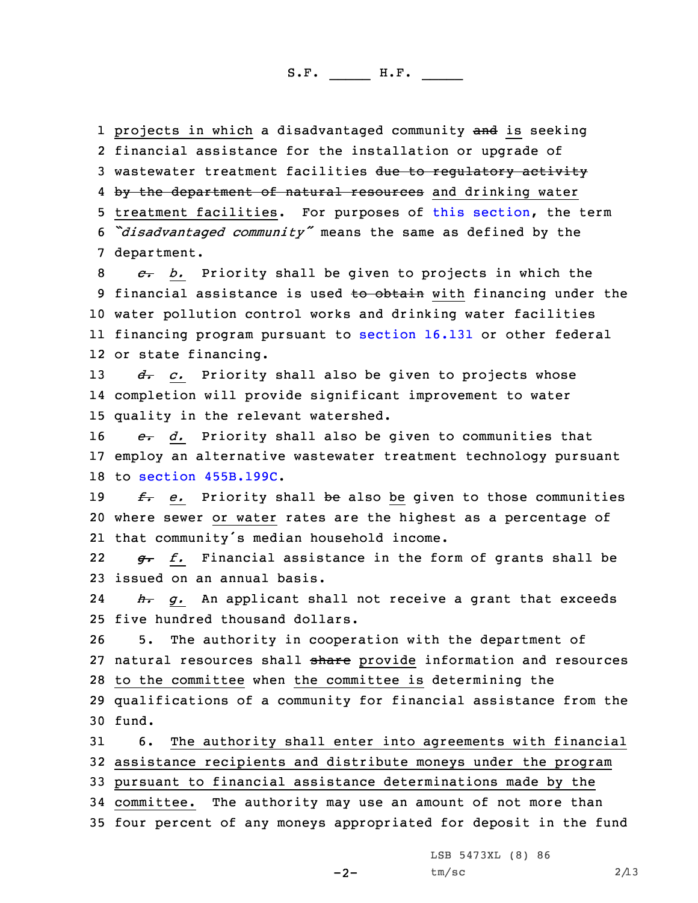1 projects in which a disadvantaged community ~~and~~ is seeking
2 financial assistance for the installation or upgrade of
3 wastewater treatment facilities ~~due to regulatory activity~~
4 ~~by the department of natural resources~~ and drinking water
5 treatment facilities. For purposes of this section, the term
6 *"disadvantaged community"* means the same as defined by the
7 department.

8 ~~*c.*~~ *b.* Priority shall be given to projects in which the
9 financial assistance is used ~~to obtain~~ with financing under the
10 water pollution control works and drinking water facilities
11 financing program pursuant to section 16.131 or other federal
12 or state financing.

13 ~~*d.*~~ *c.* Priority shall also be given to projects whose
14 completion will provide significant improvement to water
15 quality in the relevant watershed.

16 ~~*e.*~~ *d.* Priority shall also be given to communities that
17 employ an alternative wastewater treatment technology pursuant
18 to section 455B.199C.

19 ~~*f.*~~ *e.* Priority shall ~~be~~ also be given to those communities
20 where sewer or water rates are the highest as a percentage of
21 that community's median household income.

22 ~~*g.*~~ *f.* Financial assistance in the form of grants shall be
23 issued on an annual basis.

24 ~~*h.*~~ *g.* An applicant shall not receive a grant that exceeds
25 five hundred thousand dollars.

26 5. The authority in cooperation with the department of
27 natural resources shall ~~share~~ provide information and resources
28 to the committee when the committee is determining the
29 qualifications of a community for financial assistance from the
30 fund.

31 6. The authority shall enter into agreements with financial
32 assistance recipients and distribute moneys under the program
33 pursuant to financial assistance determinations made by the
34 committee. The authority may use an amount of not more than
35 four percent of any moneys appropriated for deposit in the fund

LSB 5473XL (8) 86
tm/sc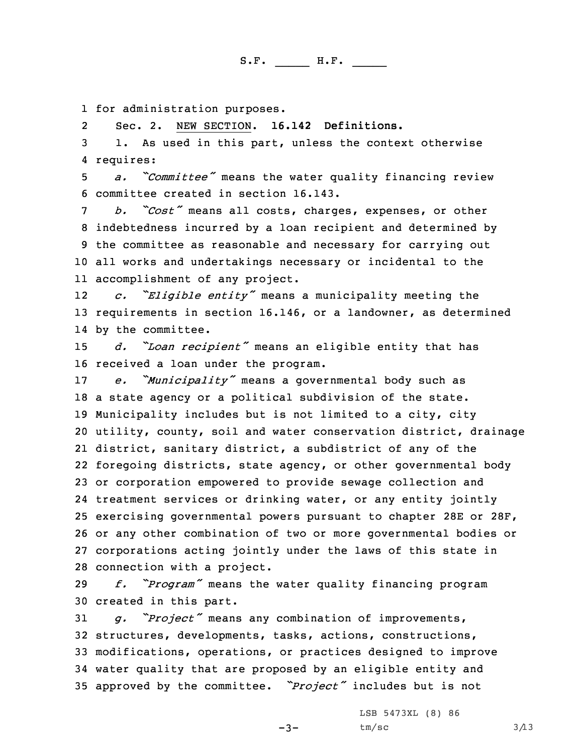for administration purposes.

Sec. 2. NEW SECTION. **16.142 Definitions.**

1. As used in this part, unless the context otherwise requires:

*a. "Committee"* means the water quality financing review committee created in section 16.143.

*b. "Cost"* means all costs, charges, expenses, or other indebtedness incurred by a loan recipient and determined by the committee as reasonable and necessary for carrying out all works and undertakings necessary or incidental to the accomplishment of any project.

*c. "Eligible entity"* means a municipality meeting the requirements in section 16.146, or a landowner, as determined by the committee.

*d. "Loan recipient"* means an eligible entity that has received a loan under the program.

*e. "Municipality"* means a governmental body such as a state agency or a political subdivision of the state. Municipality includes but is not limited to a city, city utility, county, soil and water conservation district, drainage district, sanitary district, a subdistrict of any of the foregoing districts, state agency, or other governmental body or corporation empowered to provide sewage collection and treatment services or drinking water, or any entity jointly exercising governmental powers pursuant to chapter 28E or 28F, or any other combination of two or more governmental bodies or corporations acting jointly under the laws of this state in connection with a project.

*f. "Program"* means the water quality financing program created in this part.

*g. "Project"* means any combination of improvements, structures, developments, tasks, actions, constructions, modifications, operations, or practices designed to improve water quality that are proposed by an eligible entity and approved by the committee. *"Project"* includes but is not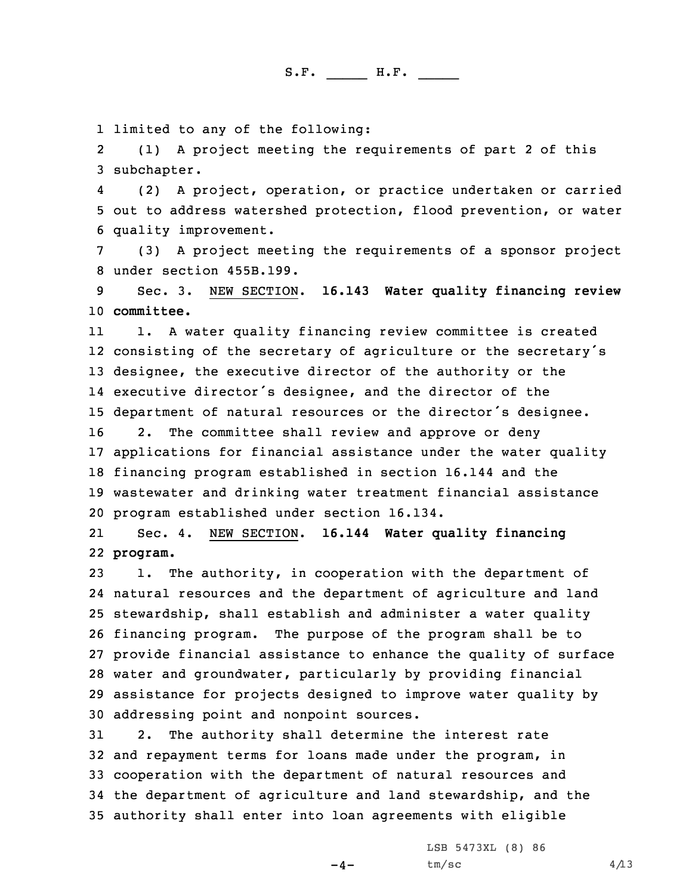limited to any of the following:

(1) A project meeting the requirements of part 2 of this subchapter.

(2) A project, operation, or practice undertaken or carried out to address watershed protection, flood prevention, or water quality improvement.

(3) A project meeting the requirements of a sponsor project under section 455B.199.

Sec. 3. NEW SECTION. **16.143 Water quality financing review committee.**

1. A water quality financing review committee is created consisting of the secretary of agriculture or the secretary's designee, the executive director of the authority or the executive director's designee, and the director of the department of natural resources or the director's designee.

2. The committee shall review and approve or deny applications for financial assistance under the water quality financing program established in section 16.144 and the wastewater and drinking water treatment financial assistance program established under section 16.134.

Sec. 4. NEW SECTION. **16.144 Water quality financing program.**

1. The authority, in cooperation with the department of natural resources and the department of agriculture and land stewardship, shall establish and administer a water quality financing program. The purpose of the program shall be to provide financial assistance to enhance the quality of surface water and groundwater, particularly by providing financial assistance for projects designed to improve water quality by addressing point and nonpoint sources.

2. The authority shall determine the interest rate and repayment terms for loans made under the program, in cooperation with the department of natural resources and the department of agriculture and land stewardship, and the authority shall enter into loan agreements with eligible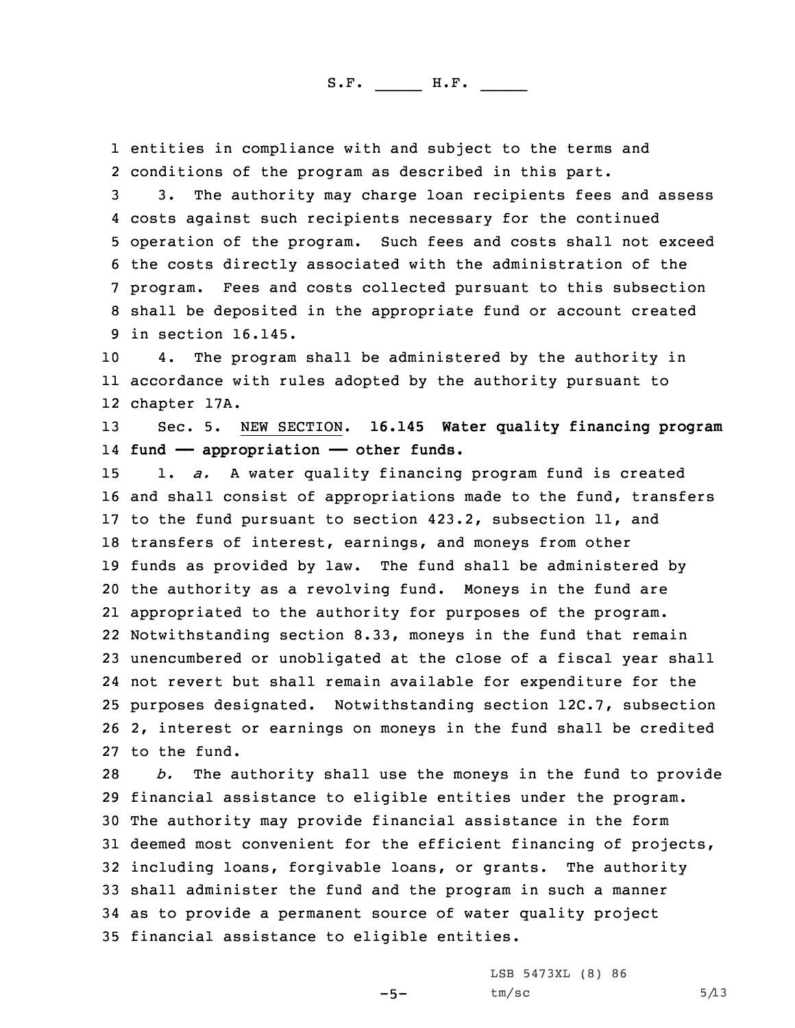entities in compliance with and subject to the terms and conditions of the program as described in this part.

3. The authority may charge loan recipients fees and assess costs against such recipients necessary for the continued operation of the program. Such fees and costs shall not exceed the costs directly associated with the administration of the program. Fees and costs collected pursuant to this subsection shall be deposited in the appropriate fund or account created in section 16.145.

4. The program shall be administered by the authority in accordance with rules adopted by the authority pursuant to chapter 17A.

Sec. 5. NEW SECTION. **16.145 Water quality financing program fund — appropriation — other funds.**

1. *a.* A water quality financing program fund is created and shall consist of appropriations made to the fund, transfers to the fund pursuant to section 423.2, subsection 11, and transfers of interest, earnings, and moneys from other funds as provided by law. The fund shall be administered by the authority as a revolving fund. Moneys in the fund are appropriated to the authority for purposes of the program. Notwithstanding section 8.33, moneys in the fund that remain unencumbered or unobligated at the close of a fiscal year shall not revert but shall remain available for expenditure for the purposes designated. Notwithstanding section 12C.7, subsection 2, interest or earnings on moneys in the fund shall be credited to the fund.

*b.* The authority shall use the moneys in the fund to provide financial assistance to eligible entities under the program. The authority may provide financial assistance in the form deemed most convenient for the efficient financing of projects, including loans, forgivable loans, or grants. The authority shall administer the fund and the program in such a manner as to provide a permanent source of water quality project financial assistance to eligible entities.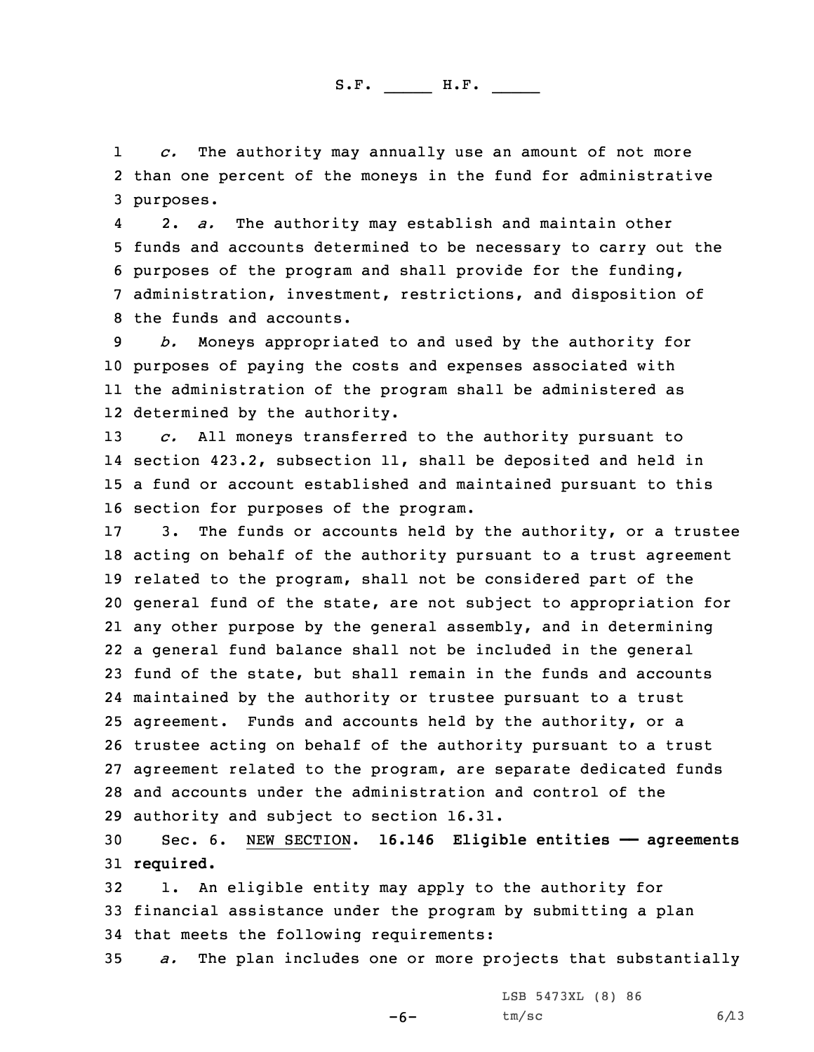*c.* The authority may annually use an amount of not more than one percent of the moneys in the fund for administrative purposes.

2. *a.* The authority may establish and maintain other funds and accounts determined to be necessary to carry out the purposes of the program and shall provide for the funding, administration, investment, restrictions, and disposition of the funds and accounts.

*b.* Moneys appropriated to and used by the authority for purposes of paying the costs and expenses associated with the administration of the program shall be administered as determined by the authority.

*c.* All moneys transferred to the authority pursuant to section 423.2, subsection 11, shall be deposited and held in a fund or account established and maintained pursuant to this section for purposes of the program.

3. The funds or accounts held by the authority, or a trustee acting on behalf of the authority pursuant to a trust agreement related to the program, shall not be considered part of the general fund of the state, are not subject to appropriation for any other purpose by the general assembly, and in determining a general fund balance shall not be included in the general fund of the state, but shall remain in the funds and accounts maintained by the authority or trustee pursuant to a trust agreement. Funds and accounts held by the authority, or a trustee acting on behalf of the authority pursuant to a trust agreement related to the program, are separate dedicated funds and accounts under the administration and control of the authority and subject to section 16.31.

Sec. 6. NEW SECTION. **16.146 Eligible entities —— agreements required.**

1. An eligible entity may apply to the authority for financial assistance under the program by submitting a plan that meets the following requirements:

*a.* The plan includes one or more projects that substantially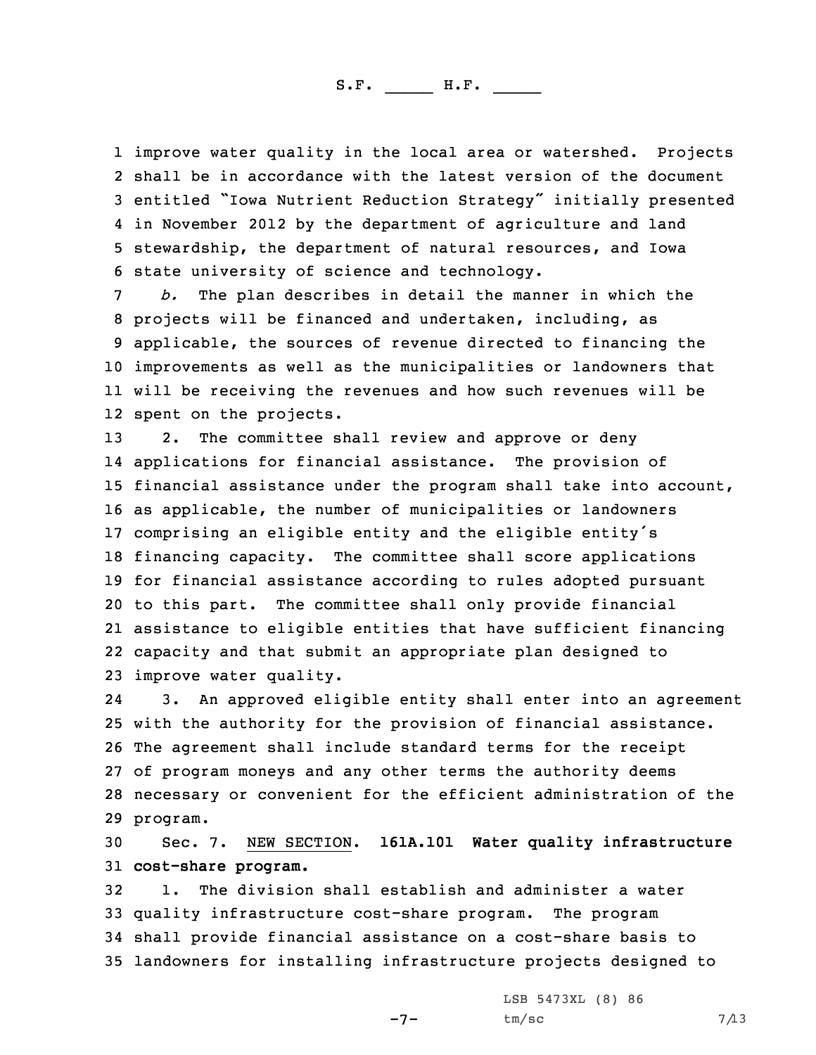improve water quality in the local area or watershed. Projects shall be in accordance with the latest version of the document entitled "Iowa Nutrient Reduction Strategy" initially presented in November 2012 by the department of agriculture and land stewardship, the department of natural resources, and Iowa state university of science and technology.

*b.* The plan describes in detail the manner in which the projects will be financed and undertaken, including, as applicable, the sources of revenue directed to financing the improvements as well as the municipalities or landowners that will be receiving the revenues and how such revenues will be spent on the projects.

2. The committee shall review and approve or deny applications for financial assistance. The provision of financial assistance under the program shall take into account, as applicable, the number of municipalities or landowners comprising an eligible entity and the eligible entity's financing capacity. The committee shall score applications for financial assistance according to rules adopted pursuant to this part. The committee shall only provide financial assistance to eligible entities that have sufficient financing capacity and that submit an appropriate plan designed to improve water quality.

3. An approved eligible entity shall enter into an agreement with the authority for the provision of financial assistance. The agreement shall include standard terms for the receipt of program moneys and any other terms the authority deems necessary or convenient for the efficient administration of the program.

Sec. 7. NEW SECTION. **161A.101 Water quality infrastructure cost-share program.**

1. The division shall establish and administer a water quality infrastructure cost-share program. The program shall provide financial assistance on a cost-share basis to landowners for installing infrastructure projects designed to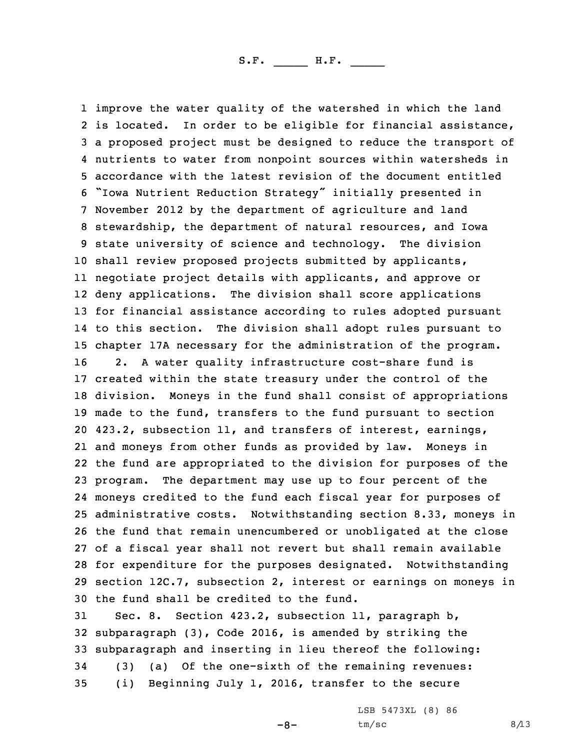improve the water quality of the watershed in which the land is located. In order to be eligible for financial assistance, a proposed project must be designed to reduce the transport of nutrients to water from nonpoint sources within watersheds in accordance with the latest revision of the document entitled "Iowa Nutrient Reduction Strategy" initially presented in November 2012 by the department of agriculture and land stewardship, the department of natural resources, and Iowa state university of science and technology. The division shall review proposed projects submitted by applicants, negotiate project details with applicants, and approve or deny applications. The division shall score applications for financial assistance according to rules adopted pursuant to this section. The division shall adopt rules pursuant to chapter 17A necessary for the administration of the program.

2. A water quality infrastructure cost-share fund is created within the state treasury under the control of the division. Moneys in the fund shall consist of appropriations made to the fund, transfers to the fund pursuant to section 423.2, subsection 11, and transfers of interest, earnings, and moneys from other funds as provided by law. Moneys in the fund are appropriated to the division for purposes of the program. The department may use up to four percent of the moneys credited to the fund each fiscal year for purposes of administrative costs. Notwithstanding section 8.33, moneys in the fund that remain unencumbered or unobligated at the close of a fiscal year shall not revert but shall remain available for expenditure for the purposes designated. Notwithstanding section 12C.7, subsection 2, interest or earnings on moneys in the fund shall be credited to the fund.

Sec. 8. Section 423.2, subsection 11, paragraph b, subparagraph (3), Code 2016, is amended by striking the subparagraph and inserting in lieu thereof the following:

(3) (a) Of the one-sixth of the remaining revenues:

(i) Beginning July 1, 2016, transfer to the secure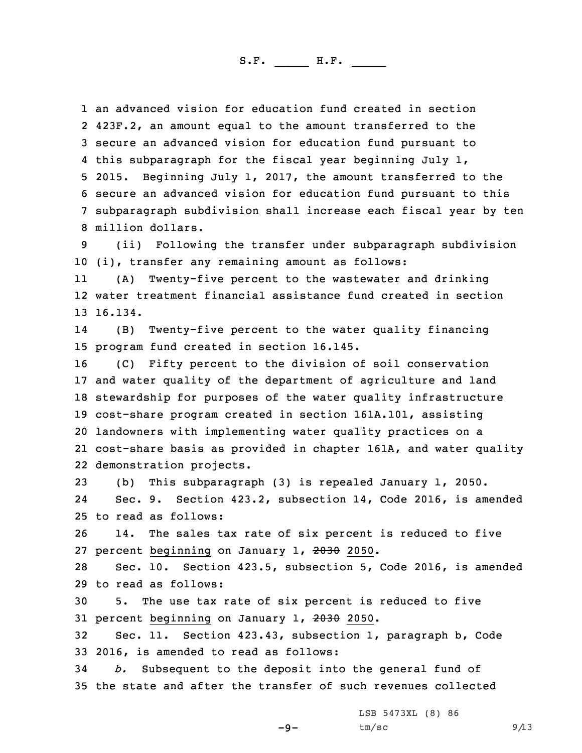an advanced vision for education fund created in section 423F.2, an amount equal to the amount transferred to the secure an advanced vision for education fund pursuant to this subparagraph for the fiscal year beginning July 1, 2015. Beginning July 1, 2017, the amount transferred to the secure an advanced vision for education fund pursuant to this subparagraph subdivision shall increase each fiscal year by ten million dollars.

(ii) Following the transfer under subparagraph subdivision (i), transfer any remaining amount as follows:

(A) Twenty-five percent to the wastewater and drinking water treatment financial assistance fund created in section 16.134.

(B) Twenty-five percent to the water quality financing program fund created in section 16.145.

(C) Fifty percent to the division of soil conservation and water quality of the department of agriculture and land stewardship for purposes of the water quality infrastructure cost-share program created in section 161A.101, assisting landowners with implementing water quality practices on a cost-share basis as provided in chapter 161A, and water quality demonstration projects.

(b) This subparagraph (3) is repealed January 1, 2050.

Sec. 9. Section 423.2, subsection 14, Code 2016, is amended to read as follows:

14. The sales tax rate of six percent is reduced to five percent beginning on January 1, ~~2030~~ 2050.

Sec. 10. Section 423.5, subsection 5, Code 2016, is amended to read as follows:

5. The use tax rate of six percent is reduced to five percent beginning on January 1, ~~2030~~ 2050.

Sec. 11. Section 423.43, subsection 1, paragraph b, Code 2016, is amended to read as follows:

*b.* Subsequent to the deposit into the general fund of the state and after the transfer of such revenues collected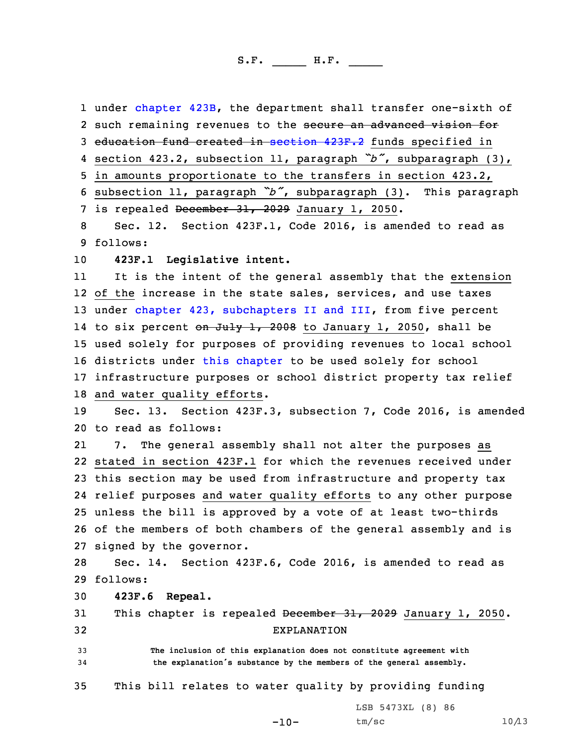under chapter 423B, the department shall transfer one-sixth of such remaining revenues to the ~~secure an advanced vision for education fund created in section 423F.2~~ funds specified in section 423.2, subsection 11, paragraph "b", subparagraph (3), in amounts proportionate to the transfers in section 423.2, subsection 11, paragraph "b", subparagraph (3). This paragraph is repealed ~~December 31, 2029~~ January 1, 2050.

Sec. 12. Section 423F.1, Code 2016, is amended to read as follows:

**423F.1 Legislative intent.**

It is the intent of the general assembly that the extension of the increase in the state sales, services, and use taxes under chapter 423, subchapters II and III, from five percent to six percent ~~on July 1, 2008~~ to January 1, 2050, shall be used solely for purposes of providing revenues to local school districts under this chapter to be used solely for school infrastructure purposes or school district property tax relief and water quality efforts.

Sec. 13. Section 423F.3, subsection 7, Code 2016, is amended to read as follows:

7. The general assembly shall not alter the purposes as stated in section 423F.1 for which the revenues received under this section may be used from infrastructure and property tax relief purposes and water quality efforts to any other purpose unless the bill is approved by a vote of at least two-thirds of the members of both chambers of the general assembly and is signed by the governor.

Sec. 14. Section 423F.6, Code 2016, is amended to read as follows:

**423F.6 Repeal.**

This chapter is repealed ~~December 31, 2029~~ January 1, 2050.

EXPLANATION

The inclusion of this explanation does not constitute agreement with the explanation's substance by the members of the general assembly.

This bill relates to water quality by providing funding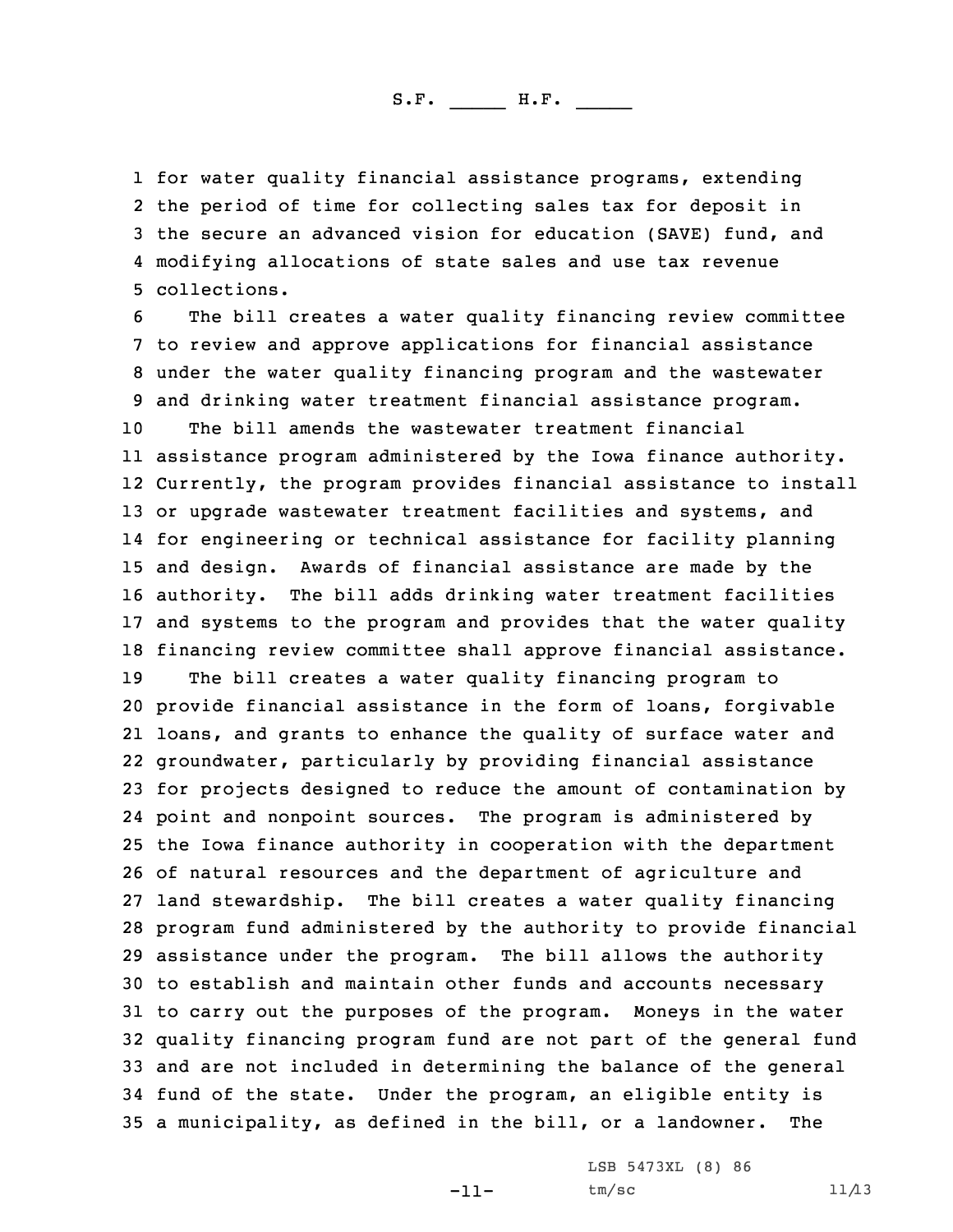for water quality financial assistance programs, extending the period of time for collecting sales tax for deposit in the secure an advanced vision for education (SAVE) fund, and modifying allocations of state sales and use tax revenue collections.

The bill creates a water quality financing review committee to review and approve applications for financial assistance under the water quality financing program and the wastewater and drinking water treatment financial assistance program.

The bill amends the wastewater treatment financial assistance program administered by the Iowa finance authority. Currently, the program provides financial assistance to install or upgrade wastewater treatment facilities and systems, and for engineering or technical assistance for facility planning and design. Awards of financial assistance are made by the authority. The bill adds drinking water treatment facilities and systems to the program and provides that the water quality financing review committee shall approve financial assistance.

The bill creates a water quality financing program to provide financial assistance in the form of loans, forgivable loans, and grants to enhance the quality of surface water and groundwater, particularly by providing financial assistance for projects designed to reduce the amount of contamination by point and nonpoint sources. The program is administered by the Iowa finance authority in cooperation with the department of natural resources and the department of agriculture and land stewardship. The bill creates a water quality financing program fund administered by the authority to provide financial assistance under the program. The bill allows the authority to establish and maintain other funds and accounts necessary to carry out the purposes of the program. Moneys in the water quality financing program fund are not part of the general fund and are not included in determining the balance of the general fund of the state. Under the program, an eligible entity is a municipality, as defined in the bill, or a landowner. The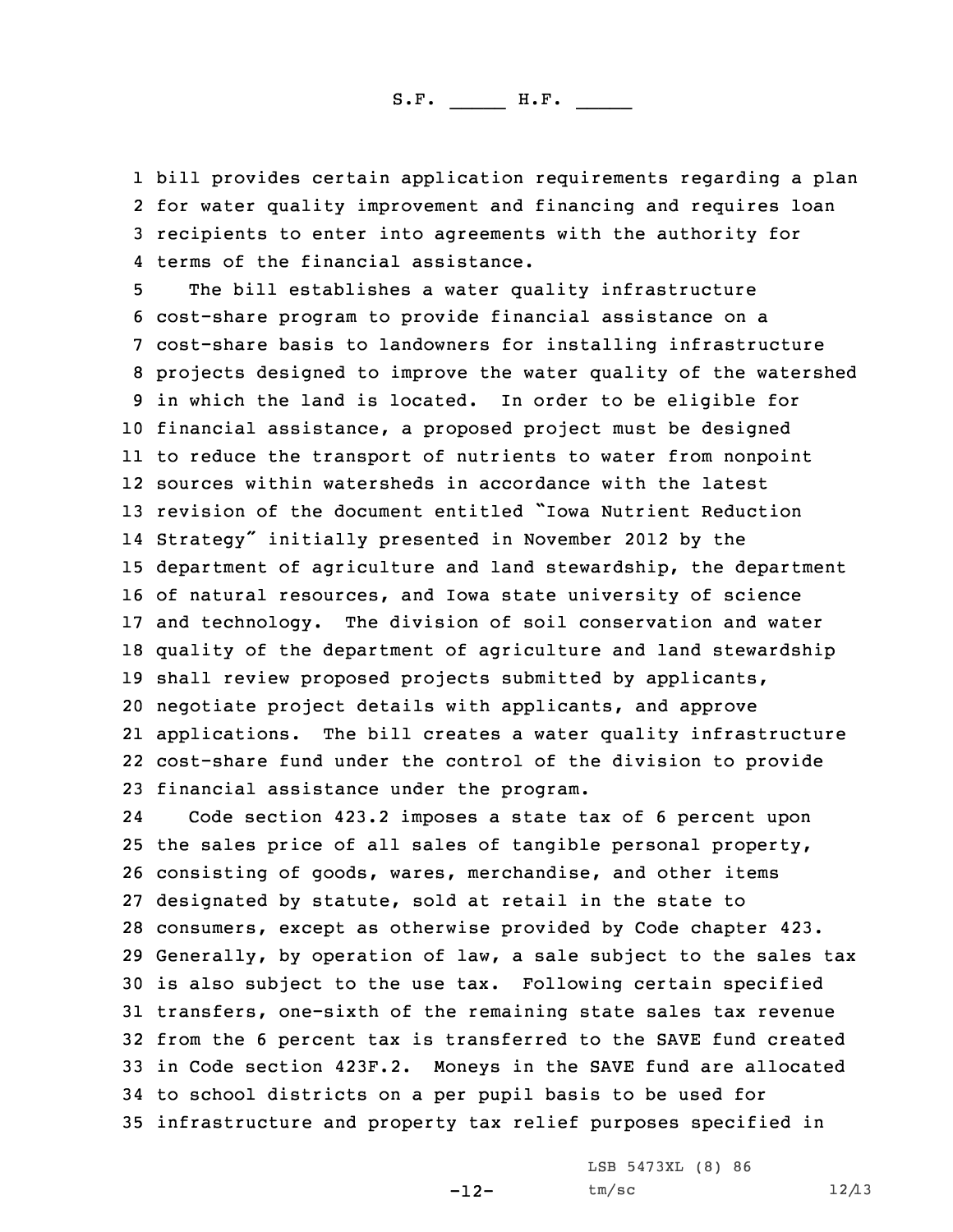bill provides certain application requirements regarding a plan for water quality improvement and financing and requires loan recipients to enter into agreements with the authority for terms of the financial assistance.

The bill establishes a water quality infrastructure cost-share program to provide financial assistance on a cost-share basis to landowners for installing infrastructure projects designed to improve the water quality of the watershed in which the land is located. In order to be eligible for financial assistance, a proposed project must be designed to reduce the transport of nutrients to water from nonpoint sources within watersheds in accordance with the latest revision of the document entitled "Iowa Nutrient Reduction Strategy" initially presented in November 2012 by the department of agriculture and land stewardship, the department of natural resources, and Iowa state university of science and technology. The division of soil conservation and water quality of the department of agriculture and land stewardship shall review proposed projects submitted by applicants, negotiate project details with applicants, and approve applications. The bill creates a water quality infrastructure cost-share fund under the control of the division to provide financial assistance under the program.

Code section 423.2 imposes a state tax of 6 percent upon the sales price of all sales of tangible personal property, consisting of goods, wares, merchandise, and other items designated by statute, sold at retail in the state to consumers, except as otherwise provided by Code chapter 423. Generally, by operation of law, a sale subject to the sales tax is also subject to the use tax. Following certain specified transfers, one-sixth of the remaining state sales tax revenue from the 6 percent tax is transferred to the SAVE fund created in Code section 423F.2. Moneys in the SAVE fund are allocated to school districts on a per pupil basis to be used for infrastructure and property tax relief purposes specified in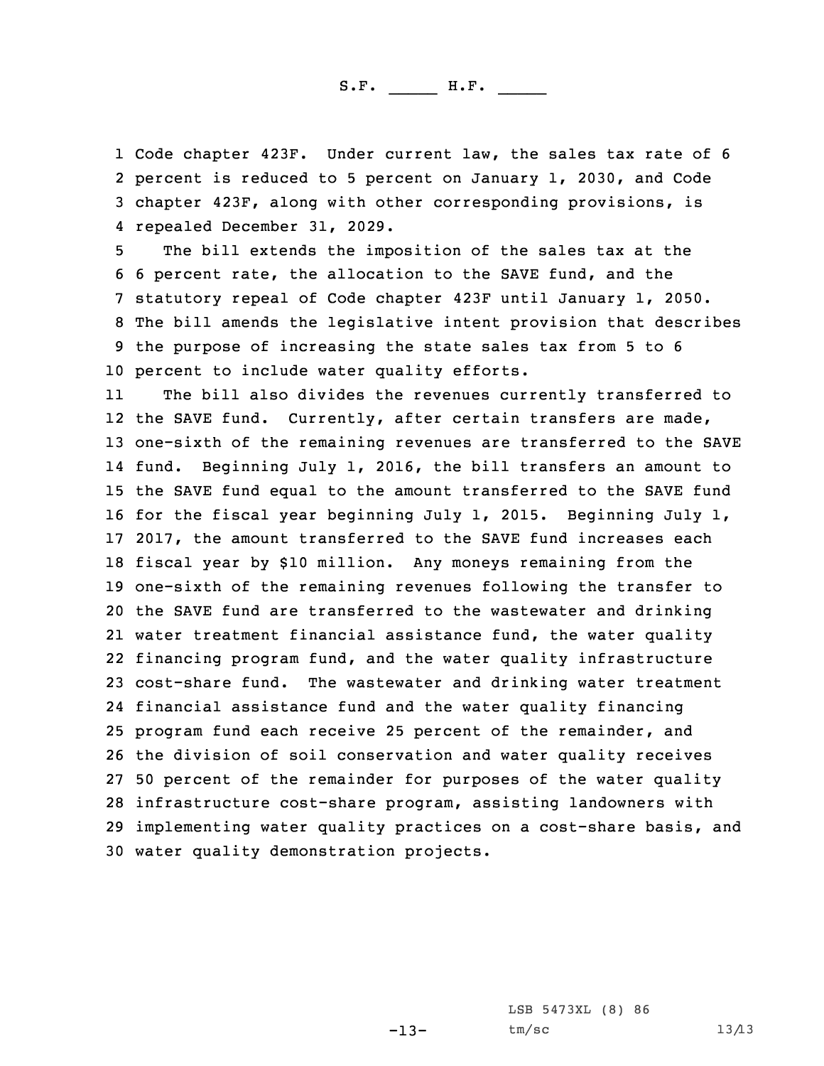Code chapter 423F. Under current law, the sales tax rate of 6 percent is reduced to 5 percent on January 1, 2030, and Code chapter 423F, along with other corresponding provisions, is repealed December 31, 2029.

The bill extends the imposition of the sales tax at the 6 percent rate, the allocation to the SAVE fund, and the statutory repeal of Code chapter 423F until January 1, 2050. The bill amends the legislative intent provision that describes the purpose of increasing the state sales tax from 5 to 6 percent to include water quality efforts.

The bill also divides the revenues currently transferred to the SAVE fund. Currently, after certain transfers are made, one-sixth of the remaining revenues are transferred to the SAVE fund. Beginning July 1, 2016, the bill transfers an amount to the SAVE fund equal to the amount transferred to the SAVE fund for the fiscal year beginning July 1, 2015. Beginning July 1, 2017, the amount transferred to the SAVE fund increases each fiscal year by $10 million. Any moneys remaining from the one-sixth of the remaining revenues following the transfer to the SAVE fund are transferred to the wastewater and drinking water treatment financial assistance fund, the water quality financing program fund, and the water quality infrastructure cost-share fund. The wastewater and drinking water treatment financial assistance fund and the water quality financing program fund each receive 25 percent of the remainder, and the division of soil conservation and water quality receives 50 percent of the remainder for purposes of the water quality infrastructure cost-share program, assisting landowners with implementing water quality practices on a cost-share basis, and water quality demonstration projects.